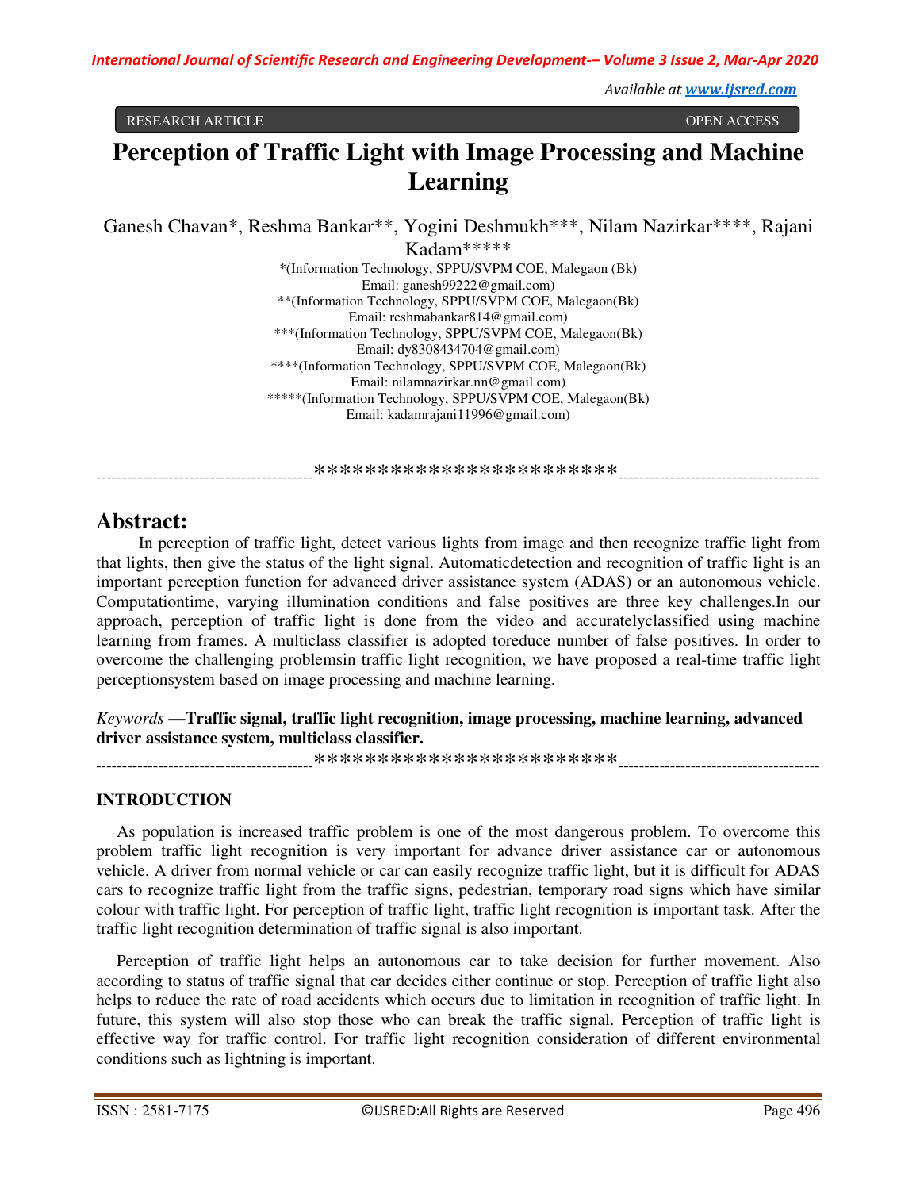RESEARCH ARTICLE OPEN ACCESS

# Perception of Traffic Light with Image Processing and Machine Learning

Ganesh Chavan*, Reshma Bankar**, Yogini Deshmukh***, Nilam Nazirkar****, Rajani Kadam*****

*(Information Technology, SPPU/SVPM COE, Malegaon (Bk)
Email: ganesh99222@gmail.com)
**(Information Technology, SPPU/SVPM COE, Malegaon(Bk)
Email: reshmabankar814@gmail.com)
***(Information Technology, SPPU/SVPM COE, Malegaon(Bk)
Email: dy8308434704@gmail.com)
****(Information Technology, SPPU/SVPM COE, Malegaon(Bk)
Email: nilamnazirkar.nn@gmail.com)
*****(Information Technology, SPPU/SVPM COE, Malegaon(Bk)
Email: kadamrajani11996@gmail.com)

----------------------------------------************************----------------------------------

## Abstract:

In perception of traffic light, detect various lights from image and then recognize traffic light from that lights, then give the status of the light signal. Automaticdetection and recognition of traffic light is an important perception function for advanced driver assistance system (ADAS) or an autonomous vehicle. Computationtime, varying illumination conditions and false positives are three key challenges.In our approach, perception of traffic light is done from the video and accuratelyclassified using machine learning from frames. A multiclass classifier is adopted toreduce number of false positives. In order to overcome the challenging problemsin traffic light recognition, we have proposed a real-time traffic light perceptionsystem based on image processing and machine learning.

*Keywords* **—Traffic signal, traffic light recognition, image processing, machine learning, advanced driver assistance system, multiclass classifier.**

----------------------------------------************************----------------------------------

### INTRODUCTION

As population is increased traffic problem is one of the most dangerous problem. To overcome this problem traffic light recognition is very important for advance driver assistance car or autonomous vehicle. A driver from normal vehicle or car can easily recognize traffic light, but it is difficult for ADAS cars to recognize traffic light from the traffic signs, pedestrian, temporary road signs which have similar colour with traffic light. For perception of traffic light, traffic light recognition is important task. After the traffic light recognition determination of traffic signal is also important.

Perception of traffic light helps an autonomous car to take decision for further movement. Also according to status of traffic signal that car decides either continue or stop. Perception of traffic light also helps to reduce the rate of road accidents which occurs due to limitation in recognition of traffic light. In future, this system will also stop those who can break the traffic signal. Perception of traffic light is effective way for traffic control. For traffic light recognition consideration of different environmental conditions such as lightning is important.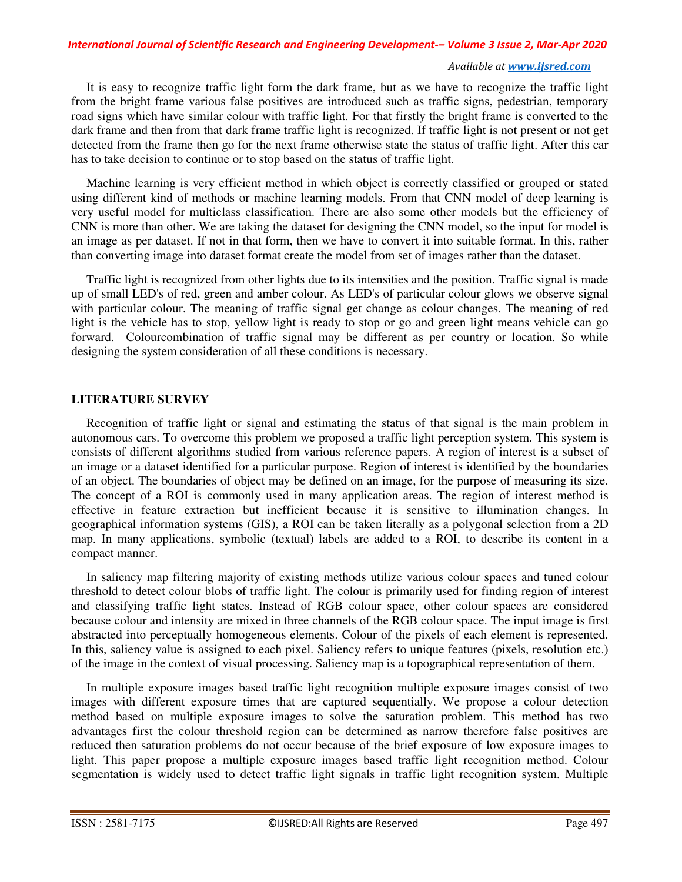It is easy to recognize traffic light form the dark frame, but as we have to recognize the traffic light from the bright frame various false positives are introduced such as traffic signs, pedestrian, temporary road signs which have similar colour with traffic light. For that firstly the bright frame is converted to the dark frame and then from that dark frame traffic light is recognized. If traffic light is not present or not get detected from the frame then go for the next frame otherwise state the status of traffic light. After this car has to take decision to continue or to stop based on the status of traffic light.

Machine learning is very efficient method in which object is correctly classified or grouped or stated using different kind of methods or machine learning models. From that CNN model of deep learning is very useful model for multiclass classification. There are also some other models but the efficiency of CNN is more than other. We are taking the dataset for designing the CNN model, so the input for model is an image as per dataset. If not in that form, then we have to convert it into suitable format. In this, rather than converting image into dataset format create the model from set of images rather than the dataset.

Traffic light is recognized from other lights due to its intensities and the position. Traffic signal is made up of small LED's of red, green and amber colour. As LED's of particular colour glows we observe signal with particular colour. The meaning of traffic signal get change as colour changes. The meaning of red light is the vehicle has to stop, yellow light is ready to stop or go and green light means vehicle can go forward. Colourcombination of traffic signal may be different as per country or location. So while designing the system consideration of all these conditions is necessary.

## LITERATURE SURVEY

Recognition of traffic light or signal and estimating the status of that signal is the main problem in autonomous cars. To overcome this problem we proposed a traffic light perception system. This system is consists of different algorithms studied from various reference papers. A region of interest is a subset of an image or a dataset identified for a particular purpose. Region of interest is identified by the boundaries of an object. The boundaries of object may be defined on an image, for the purpose of measuring its size. The concept of a ROI is commonly used in many application areas. The region of interest method is effective in feature extraction but inefficient because it is sensitive to illumination changes. In geographical information systems (GIS), a ROI can be taken literally as a polygonal selection from a 2D map. In many applications, symbolic (textual) labels are added to a ROI, to describe its content in a compact manner.

In saliency map filtering majority of existing methods utilize various colour spaces and tuned colour threshold to detect colour blobs of traffic light. The colour is primarily used for finding region of interest and classifying traffic light states. Instead of RGB colour space, other colour spaces are considered because colour and intensity are mixed in three channels of the RGB colour space. The input image is first abstracted into perceptually homogeneous elements. Colour of the pixels of each element is represented. In this, saliency value is assigned to each pixel. Saliency refers to unique features (pixels, resolution etc.) of the image in the context of visual processing. Saliency map is a topographical representation of them.

In multiple exposure images based traffic light recognition multiple exposure images consist of two images with different exposure times that are captured sequentially. We propose a colour detection method based on multiple exposure images to solve the saturation problem. This method has two advantages first the colour threshold region can be determined as narrow therefore false positives are reduced then saturation problems do not occur because of the brief exposure of low exposure images to light. This paper propose a multiple exposure images based traffic light recognition method. Colour segmentation is widely used to detect traffic light signals in traffic light recognition system. Multiple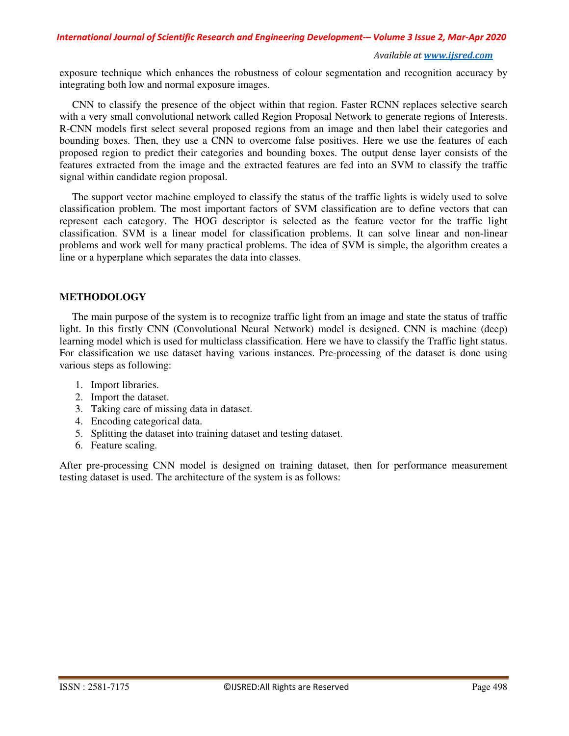exposure technique which enhances the robustness of colour segmentation and recognition accuracy by integrating both low and normal exposure images.

CNN to classify the presence of the object within that region. Faster RCNN replaces selective search with a very small convolutional network called Region Proposal Network to generate regions of Interests. R-CNN models first select several proposed regions from an image and then label their categories and bounding boxes. Then, they use a CNN to overcome false positives. Here we use the features of each proposed region to predict their categories and bounding boxes. The output dense layer consists of the features extracted from the image and the extracted features are fed into an SVM to classify the traffic signal within candidate region proposal.

The support vector machine employed to classify the status of the traffic lights is widely used to solve classification problem. The most important factors of SVM classification are to define vectors that can represent each category. The HOG descriptor is selected as the feature vector for the traffic light classification. SVM is a linear model for classification problems. It can solve linear and non-linear problems and work well for many practical problems. The idea of SVM is simple, the algorithm creates a line or a hyperplane which separates the data into classes.

## METHODOLOGY

The main purpose of the system is to recognize traffic light from an image and state the status of traffic light. In this firstly CNN (Convolutional Neural Network) model is designed. CNN is machine (deep) learning model which is used for multiclass classification. Here we have to classify the Traffic light status. For classification we use dataset having various instances. Pre-processing of the dataset is done using various steps as following:

1. Import libraries.
2. Import the dataset.
3. Taking care of missing data in dataset.
4. Encoding categorical data.
5. Splitting the dataset into training dataset and testing dataset.
6. Feature scaling.

After pre-processing CNN model is designed on training dataset, then for performance measurement testing dataset is used. The architecture of the system is as follows: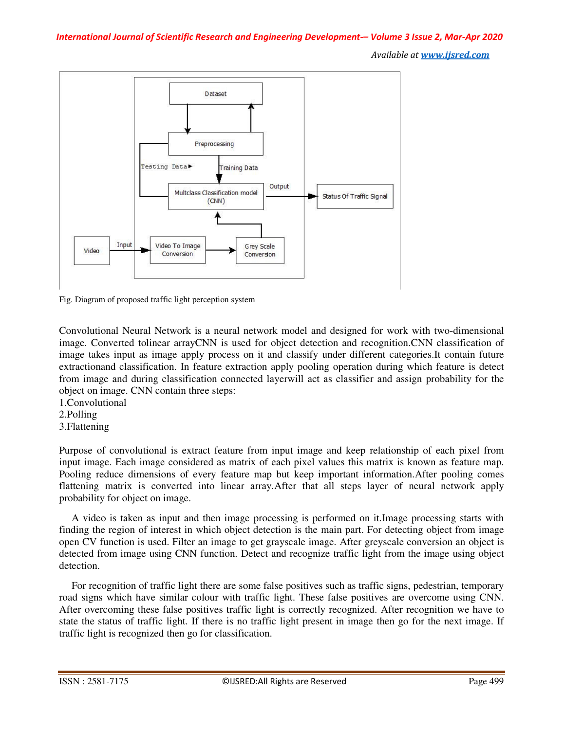Fig. Diagram of proposed traffic light perception system

Convolutional Neural Network is a neural network model and designed for work with two-dimensional image. Converted tolinear arrayCNN is used for object detection and recognition.CNN classification of image takes input as image apply process on it and classify under different categories.It contain future extractionand classification. In feature extraction apply pooling operation during which feature is detect from image and during classification connected layerwill act as classifier and assign probability for the object on image. CNN contain three steps:

1.Convolutional
2.Polling
3.Flattening

Purpose of convolutional is extract feature from input image and keep relationship of each pixel from input image. Each image considered as matrix of each pixel values this matrix is known as feature map. Pooling reduce dimensions of every feature map but keep important information.After pooling comes flattening matrix is converted into linear array.After that all steps layer of neural network apply probability for object on image.

A video is taken as input and then image processing is performed on it.Image processing starts with finding the region of interest in which object detection is the main part. For detecting object from image open CV function is used. Filter an image to get grayscale image. After greyscale conversion an object is detected from image using CNN function. Detect and recognize traffic light from the image using object detection.

For recognition of traffic light there are some false positives such as traffic signs, pedestrian, temporary road signs which have similar colour with traffic light. These false positives are overcome using CNN. After overcoming these false positives traffic light is correctly recognized. After recognition we have to state the status of traffic light. If there is no traffic light present in image then go for the next image. If traffic light is recognized then go for classification.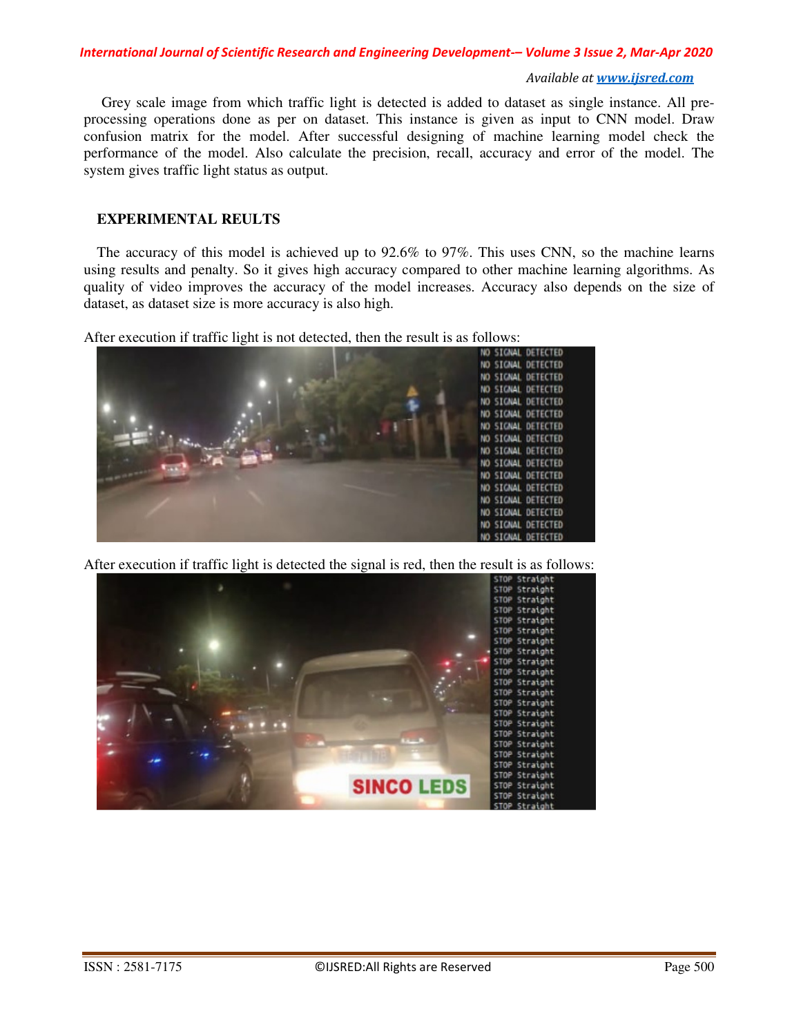Grey scale image from which traffic light is detected is added to dataset as single instance. All pre-processing operations done as per on dataset. This instance is given as input to CNN model. Draw confusion matrix for the model. After successful designing of machine learning model check the performance of the model. Also calculate the precision, recall, accuracy and error of the model. The system gives traffic light status as output.

## EXPERIMENTAL REULTS

The accuracy of this model is achieved up to 92.6% to 97%. This uses CNN, so the machine learns using results and penalty. So it gives high accuracy compared to other machine learning algorithms. As quality of video improves the accuracy of the model increases. Accuracy also depends on the size of dataset, as dataset size is more accuracy is also high.

After execution if traffic light is not detected, then the result is as follows:

After execution if traffic light is detected the signal is red, then the result is as follows: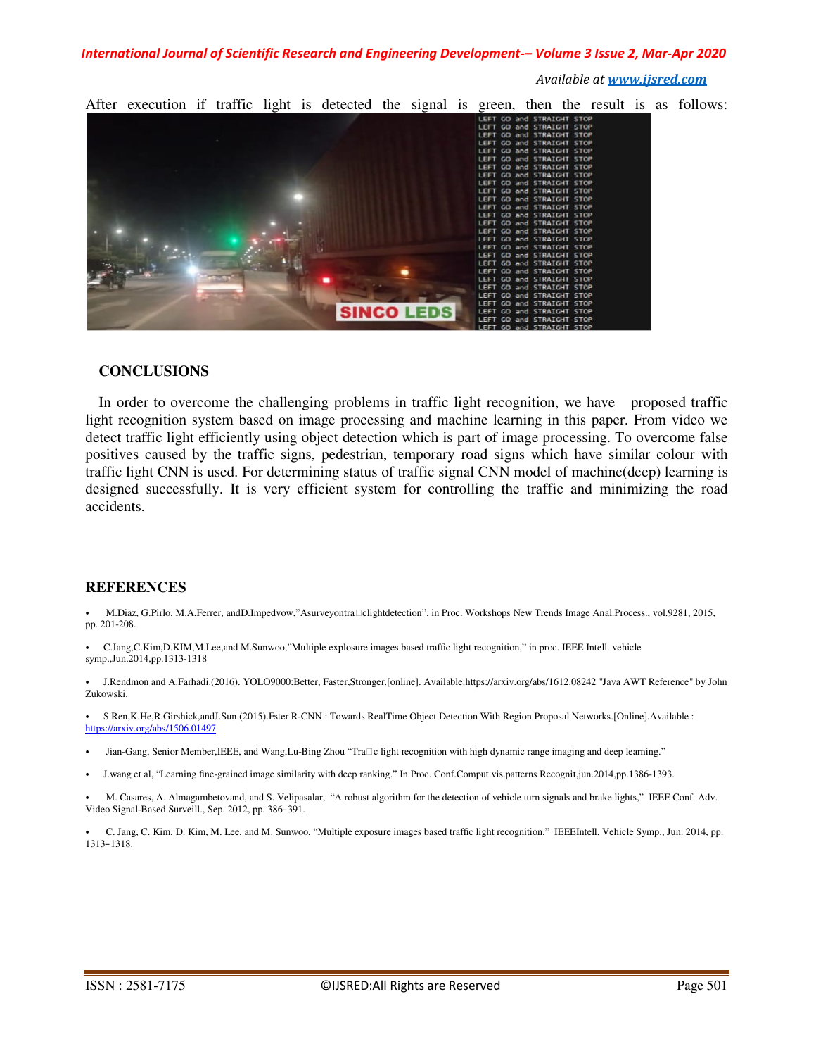After execution if traffic light is detected the signal is green, then the result is as follows:

## CONCLUSIONS

In order to overcome the challenging problems in traffic light recognition, we have proposed traffic light recognition system based on image processing and machine learning in this paper. From video we detect traffic light efficiently using object detection which is part of image processing. To overcome false positives caused by the traffic signs, pedestrian, temporary road signs which have similar colour with traffic light CNN is used. For determining status of traffic signal CNN model of machine(deep) learning is designed successfully. It is very efficient system for controlling the traffic and minimizing the road accidents.

## REFERENCES

- M.Diaz, G.Pirlo, M.A.Ferrer, andD.Impedvow,"Asurveyontra□clightdetection", in Proc. Workshops New Trends Image Anal.Process., vol.9281, 2015, pp. 201-208.
- C.Jang,C.Kim,D.KIM,M.Lee,and M.Sunwoo,"Multiple explosure images based traffic light recognition," in proc. IEEE Intell. vehicle symp.,Jun.2014,pp.1313-1318
- J.Rendmon and A.Farhadi.(2016). YOLO9000:Better, Faster,Stronger.[online]. Available:https://arxiv.org/abs/1612.08242 "Java AWT Reference" by John Zukowski.
- S.Ren,K.He,R.Girshick,andJ.Sun.(2015).Fster R-CNN : Towards RealTime Object Detection With Region Proposal Networks.[Online].Available : https://arxiv.org/abs/1506.01497
- Jian-Gang, Senior Member,IEEE, and Wang,Lu-Bing Zhou "Tra□c light recognition with high dynamic range imaging and deep learning."
- J.wang et al, "Learning fine-grained image similarity with deep ranking." In Proc. Conf.Comput.vis.patterns Recognit,jun.2014,pp.1386-1393.
- M. Casares, A. Almagambetovand, and S. Velipasalar, "A robust algorithm for the detection of vehicle turn signals and brake lights," IEEE Conf. Adv. Video Signal-Based Surveill., Sep. 2012, pp. 386–391.
- C. Jang, C. Kim, D. Kim, M. Lee, and M. Sunwoo, "Multiple exposure images based traffic light recognition," IEEEIntell. Vehicle Symp., Jun. 2014, pp. 1313–1318.